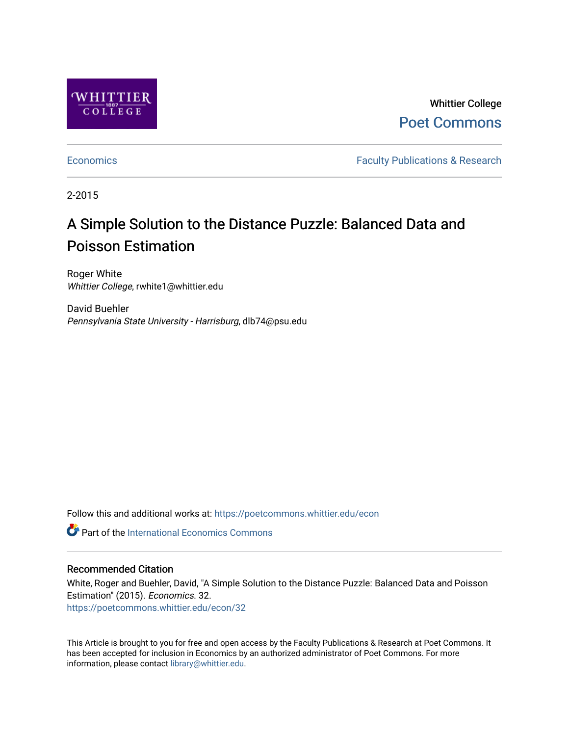Whittier College

Poet Commons

Economics

Faculty Publications & Research

2-2015

# A Simple Solution to the Distance Puzzle: Balanced Data and Poisson Estimation

Roger White
*Whittier College*, rwhite1@whittier.edu

David Buehler
*Pennsylvania State University - Harrisburg*, dlb74@psu.edu

Follow this and additional works at: https://poetcommons.whittier.edu/econ

Part of the International Economics Commons

## Recommended Citation

White, Roger and Buehler, David, "A Simple Solution to the Distance Puzzle: Balanced Data and Poisson Estimation" (2015). *Economics*. 32.
https://poetcommons.whittier.edu/econ/32

This Article is brought to you for free and open access by the Faculty Publications & Research at Poet Commons. It has been accepted for inclusion in Economics by an authorized administrator of Poet Commons. For more information, please contact library@whittier.edu.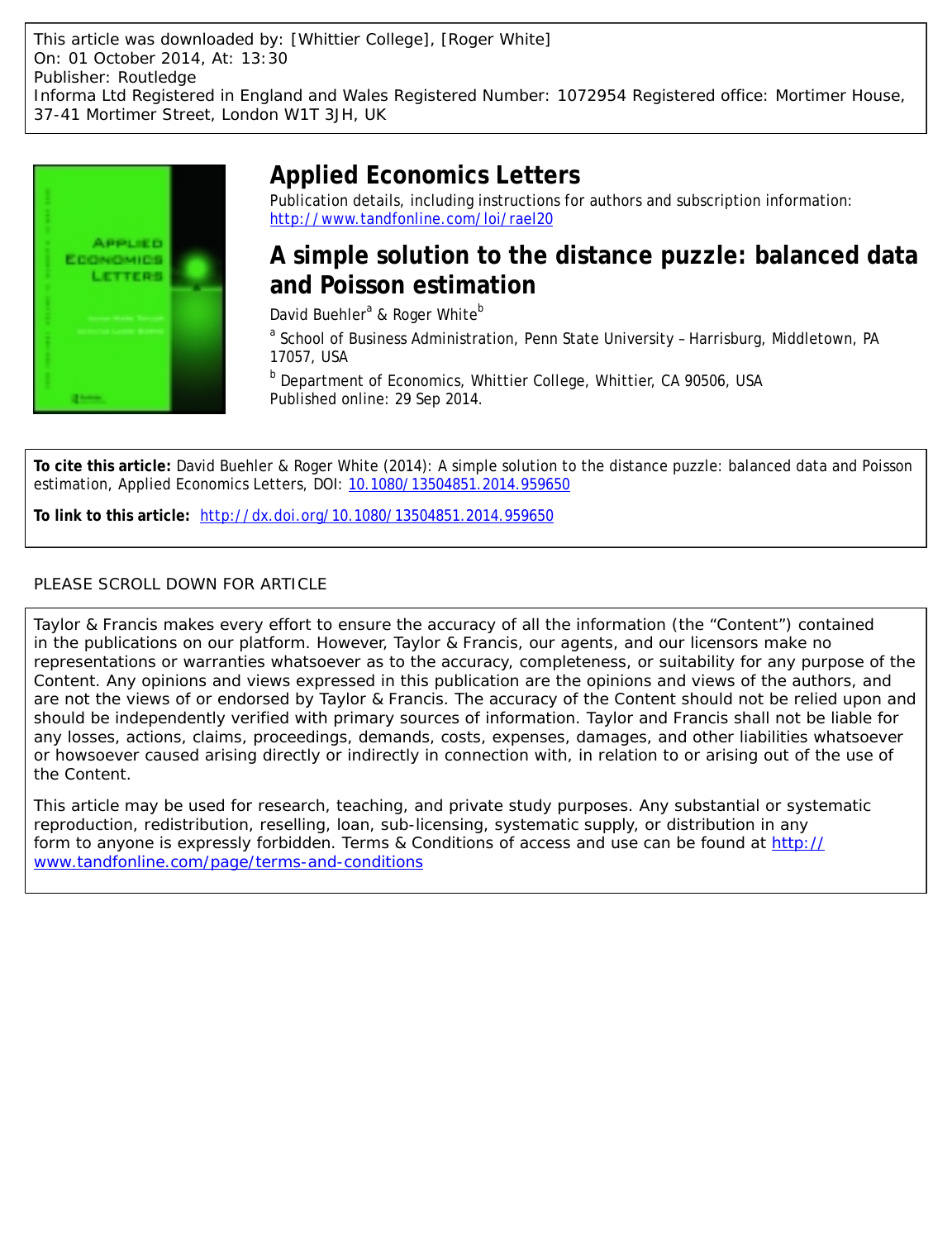This article was downloaded by: [Whittier College], [Roger White]
On: 01 October 2014, At: 13:30
Publisher: Routledge
Informa Ltd Registered in England and Wales Registered Number: 1072954 Registered office: Mortimer House, 37-41 Mortimer Street, London W1T 3JH, UK

# Applied Economics Letters

Publication details, including instructions for authors and subscription information:
http://www.tandfonline.com/loi/rael20

## A simple solution to the distance puzzle: balanced data and Poisson estimation

David Buehler[a] & Roger White[b]

[a] School of Business Administration, Penn State University – Harrisburg, Middletown, PA 17057, USA

[b] Department of Economics, Whittier College, Whittier, CA 90506, USA

Published online: 29 Sep 2014.

**To cite this article:** David Buehler & Roger White (2014): A simple solution to the distance puzzle: balanced data and Poisson estimation, Applied Economics Letters, DOI: 10.1080/13504851.2014.959650

**To link to this article:** http://dx.doi.org/10.1080/13504851.2014.959650

PLEASE SCROLL DOWN FOR ARTICLE

Taylor & Francis makes every effort to ensure the accuracy of all the information (the "Content") contained in the publications on our platform. However, Taylor & Francis, our agents, and our licensors make no representations or warranties whatsoever as to the accuracy, completeness, or suitability for any purpose of the Content. Any opinions and views expressed in this publication are the opinions and views of the authors, and are not the views of or endorsed by Taylor & Francis. The accuracy of the Content should not be relied upon and should be independently verified with primary sources of information. Taylor and Francis shall not be liable for any losses, actions, claims, proceedings, demands, costs, expenses, damages, and other liabilities whatsoever or howsoever caused arising directly or indirectly in connection with, in relation to or arising out of the use of the Content.

This article may be used for research, teaching, and private study purposes. Any substantial or systematic reproduction, redistribution, reselling, loan, sub-licensing, systematic supply, or distribution in any form to anyone is expressly forbidden. Terms & Conditions of access and use can be found at http://www.tandfonline.com/page/terms-and-conditions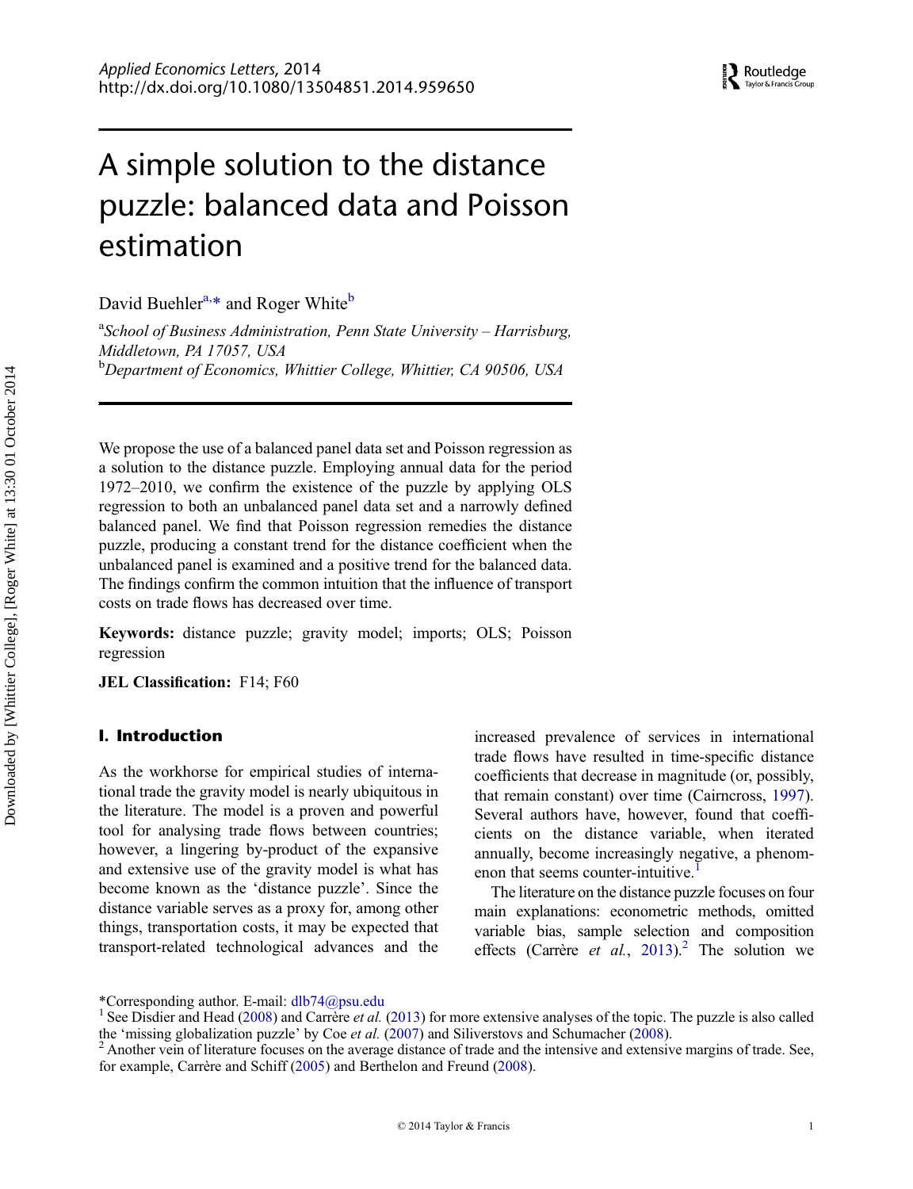# A simple solution to the distance puzzle: balanced data and Poisson estimation

David Buehler[a,*] and Roger White[b]

[a]*School of Business Administration, Penn State University – Harrisburg, Middletown, PA 17057, USA*

[b]*Department of Economics, Whittier College, Whittier, CA 90506, USA*

We propose the use of a balanced panel data set and Poisson regression as a solution to the distance puzzle. Employing annual data for the period 1972–2010, we confirm the existence of the puzzle by applying OLS regression to both an unbalanced panel data set and a narrowly defined balanced panel. We find that Poisson regression remedies the distance puzzle, producing a constant trend for the distance coefficient when the unbalanced panel is examined and a positive trend for the balanced data. The findings confirm the common intuition that the influence of transport costs on trade flows has decreased over time.

**Keywords:** distance puzzle; gravity model; imports; OLS; Poisson regression

**JEL Classification:** F14; F60

## I. Introduction

As the workhorse for empirical studies of international trade the gravity model is nearly ubiquitous in the literature. The model is a proven and powerful tool for analysing trade flows between countries; however, a lingering by-product of the expansive and extensive use of the gravity model is what has become known as the 'distance puzzle'. Since the distance variable serves as a proxy for, among other things, transportation costs, it may be expected that transport-related technological advances and the increased prevalence of services in international trade flows have resulted in time-specific distance coefficients that decrease in magnitude (or, possibly, that remain constant) over time (Cairncross, 1997). Several authors have, however, found that coefficients on the distance variable, when iterated annually, become increasingly negative, a phenomenon that seems counter-intuitive.[1]

The literature on the distance puzzle focuses on four main explanations: econometric methods, omitted variable bias, sample selection and composition effects (Carrère *et al.*, 2013).[2] The solution we

*Corresponding author. E-mail: dlb74@psu.edu

[1] See Disdier and Head (2008) and Carrère *et al.* (2013) for more extensive analyses of the topic. The puzzle is also called the 'missing globalization puzzle' by Coe *et al.* (2007) and Siliverstovs and Schumacher (2008).

[2] Another vein of literature focuses on the average distance of trade and the intensive and extensive margins of trade. See, for example, Carrère and Schiff (2005) and Berthelon and Freund (2008).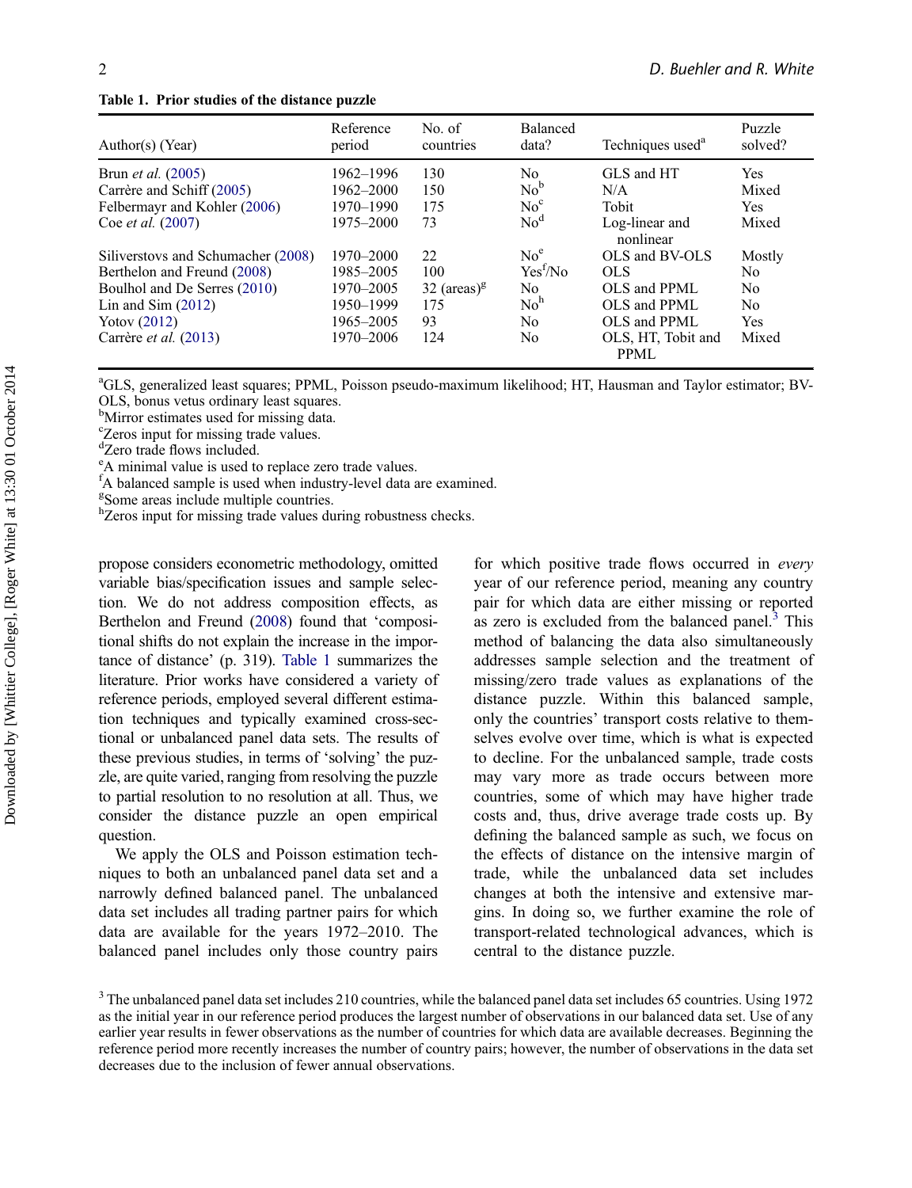**Table 1. Prior studies of the distance puzzle**

| Author(s) (Year) | Reference period | No. of countries | Balanced data? | Techniques used[a] | Puzzle solved? |
|---|---|---|---|---|---|
| Brun *et al.* (2005) | 1962–1996 | 130 | No | GLS and HT | Yes |
| Carrère and Schiff (2005) | 1962–2000 | 150 | No[b] | N/A | Mixed |
| Felbermayr and Kohler (2006) | 1970–1990 | 175 | No[c] | Tobit | Yes |
| Coe *et al.* (2007) | 1975–2000 | 73 | No[d] | Log-linear and nonlinear | Mixed |
| Siliverstovs and Schumacher (2008) | 1970–2000 | 22 | No[e] | OLS and BV-OLS | Mostly |
| Berthelon and Freund (2008) | 1985–2005 | 100 | Yes[f]/No | OLS | No |
| Boulhol and De Serres (2010) | 1970–2005 | 32 (areas)[g] | No | OLS and PPML | No |
| Lin and Sim (2012) | 1950–1999 | 175 | No[h] | OLS and PPML | No |
| Yotov (2012) | 1965–2005 | 93 | No | OLS and PPML | Yes |
| Carrère *et al.* (2013) | 1970–2006 | 124 | No | OLS, HT, Tobit and PPML | Mixed |

[a]GLS, generalized least squares; PPML, Poisson pseudo-maximum likelihood; HT, Hausman and Taylor estimator; BV-OLS, bonus vetus ordinary least squares.
[b]Mirror estimates used for missing data.
[c]Zeros input for missing trade values.
[d]Zero trade flows included.
[e]A minimal value is used to replace zero trade values.
[f]A balanced sample is used when industry-level data are examined.
[g]Some areas include multiple countries.
[h]Zeros input for missing trade values during robustness checks.

propose considers econometric methodology, omitted variable bias/specification issues and sample selection. We do not address composition effects, as Berthelon and Freund (2008) found that 'compositional shifts do not explain the increase in the importance of distance' (p. 319). Table 1 summarizes the literature. Prior works have considered a variety of reference periods, employed several different estimation techniques and typically examined cross-sectional or unbalanced panel data sets. The results of these previous studies, in terms of 'solving' the puzzle, are quite varied, ranging from resolving the puzzle to partial resolution to no resolution at all. Thus, we consider the distance puzzle an open empirical question.

We apply the OLS and Poisson estimation techniques to both an unbalanced panel data set and a narrowly defined balanced panel. The unbalanced data set includes all trading partner pairs for which data are available for the years 1972–2010. The balanced panel includes only those country pairs for which positive trade flows occurred in *every* year of our reference period, meaning any country pair for which data are either missing or reported as zero is excluded from the balanced panel.[3] This method of balancing the data also simultaneously addresses sample selection and the treatment of missing/zero trade values as explanations of the distance puzzle. Within this balanced sample, only the countries' transport costs relative to themselves evolve over time, which is what is expected to decline. For the unbalanced sample, trade costs may vary more as trade occurs between more countries, some of which may have higher trade costs and, thus, drive average trade costs up. By defining the balanced sample as such, we focus on the effects of distance on the intensive margin of trade, while the unbalanced data set includes changes at both the intensive and extensive margins. In doing so, we further examine the role of transport-related technological advances, which is central to the distance puzzle.

[3] The unbalanced panel data set includes 210 countries, while the balanced panel data set includes 65 countries. Using 1972 as the initial year in our reference period produces the largest number of observations in our balanced data set. Use of any earlier year results in fewer observations as the number of countries for which data are available decreases. Beginning the reference period more recently increases the number of country pairs; however, the number of observations in the data set decreases due to the inclusion of fewer annual observations.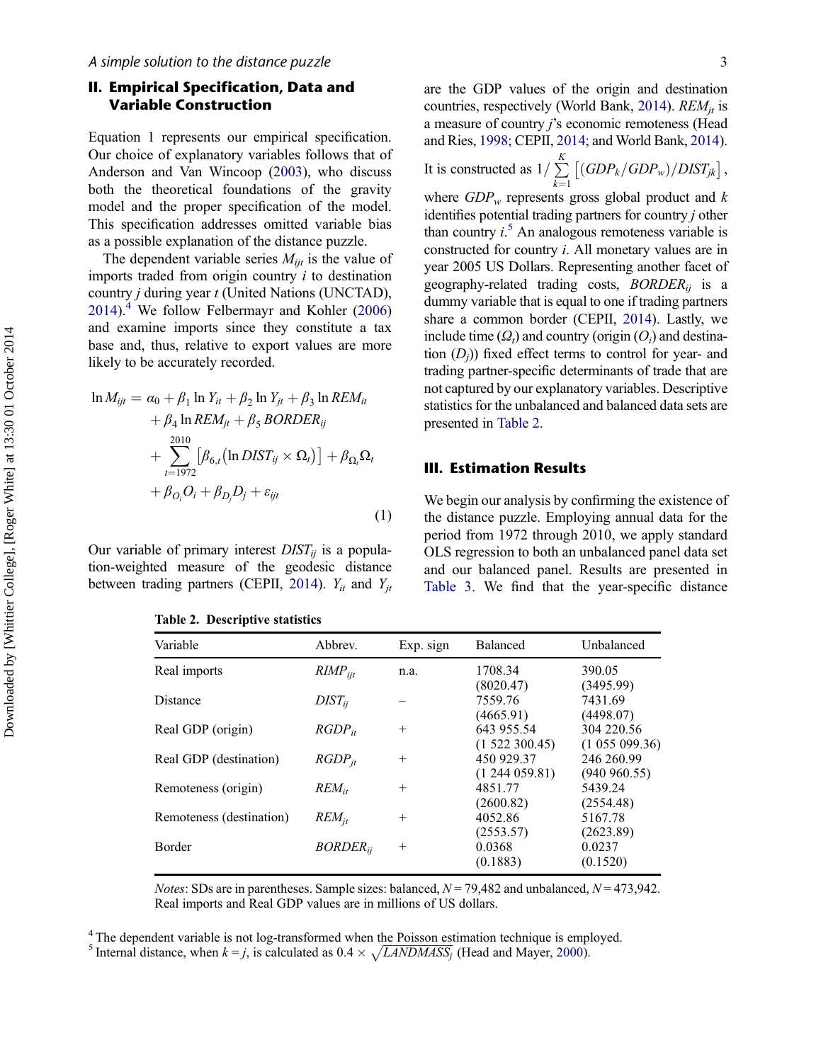## II. Empirical Specification, Data and Variable Construction

Equation 1 represents our empirical specification. Our choice of explanatory variables follows that of Anderson and Van Wincoop (2003), who discuss both the theoretical foundations of the gravity model and the proper specification of the model. This specification addresses omitted variable bias as a possible explanation of the distance puzzle.

The dependent variable series $M_{ijt}$ is the value of imports traded from origin country $i$ to destination country $j$ during year $t$ (United Nations (UNCTAD), 2014).[4] We follow Felbermayr and Kohler (2006) and examine imports since they constitute a tax base and, thus, relative to export values are more likely to be accurately recorded.

$$
\begin{aligned}
\ln M_{ijt} = {} & \alpha_0 + \beta_1 \ln Y_{it} + \beta_2 \ln Y_{jt} + \beta_3 \ln REM_{it} \\
& + \beta_4 \ln REM_{jt} + \beta_5 \, BORDER_{ij} \\
& + \sum_{t=1972}^{2010} \left[ \beta_{6,t} \left( \ln DIST_{ij} \times \Omega_t \right) \right] + \beta_{\Omega_t} \Omega_t \\
& + \beta_{O_i} O_i + \beta_{D_j} D_j + \varepsilon_{ijt}
\end{aligned}
\tag{1}
$$

Our variable of primary interest $DIST_{ij}$ is a population-weighted measure of the geodesic distance between trading partners (CEPII, 2014). $Y_{it}$ and $Y_{jt}$ are the GDP values of the origin and destination countries, respectively (World Bank, 2014). $REM_{jt}$ is a measure of country $j$'s economic remoteness (Head and Ries, 1998; CEPII, 2014; and World Bank, 2014). It is constructed as $1/\sum_{k=1}^{K}\left[(GDP_k/GDP_w)/DIST_{jk}\right]$, where $GDP_w$ represents gross global product and $k$ identifies potential trading partners for country $j$ other than country $i$.[5] An analogous remoteness variable is constructed for country $i$. All monetary values are in year 2005 US Dollars. Representing another facet of geography-related trading costs, $BORDER_{ij}$ is a dummy variable that is equal to one if trading partners share a common border (CEPII, 2014). Lastly, we include time ($\Omega_t$) and country (origin ($O_i$) and destination ($D_j$)) fixed effect terms to control for year- and trading partner-specific determinants of trade that are not captured by our explanatory variables. Descriptive statistics for the unbalanced and balanced data sets are presented in Table 2.

## III. Estimation Results

We begin our analysis by confirming the existence of the distance puzzle. Employing annual data for the period from 1972 through 2010, we apply standard OLS regression to both an unbalanced panel data set and our balanced panel. Results are presented in Table 3. We find that the year-specific distance

**Table 2. Descriptive statistics**

| Variable | Abbrev. | Exp. sign | Balanced | Unbalanced |
|---|---|---|---|---|
| Real imports | $RIMP_{ijt}$ | n.a. | 1708.34 (8020.47) | 390.05 (3495.99) |
| Distance | $DIST_{ij}$ | – | 7559.76 (4665.91) | 7431.69 (4498.07) |
| Real GDP (origin) | $RGDP_{it}$ | + | 643 955.54 (1 522 300.45) | 304 220.56 (1 055 099.36) |
| Real GDP (destination) | $RGDP_{jt}$ | + | 450 929.37 (1 244 059.81) | 246 260.99 (940 960.55) |
| Remoteness (origin) | $REM_{it}$ | + | 4851.77 (2600.82) | 5439.24 (2554.48) |
| Remoteness (destination) | $REM_{jt}$ | + | 4052.86 (2553.57) | 5167.78 (2623.89) |
| Border | $BORDER_{ij}$ | + | 0.0368 (0.1883) | 0.0237 (0.1520) |

*Notes*: SDs are in parentheses. Sample sizes: balanced, $N = 79{,}482$ and unbalanced, $N = 473{,}942$. Real imports and Real GDP values are in millions of US dollars.

[4] The dependent variable is not log-transformed when the Poisson estimation technique is employed.

[5] Internal distance, when $k = j$, is calculated as $0.4 \times \sqrt{LANDMASS_j}$ (Head and Mayer, 2000).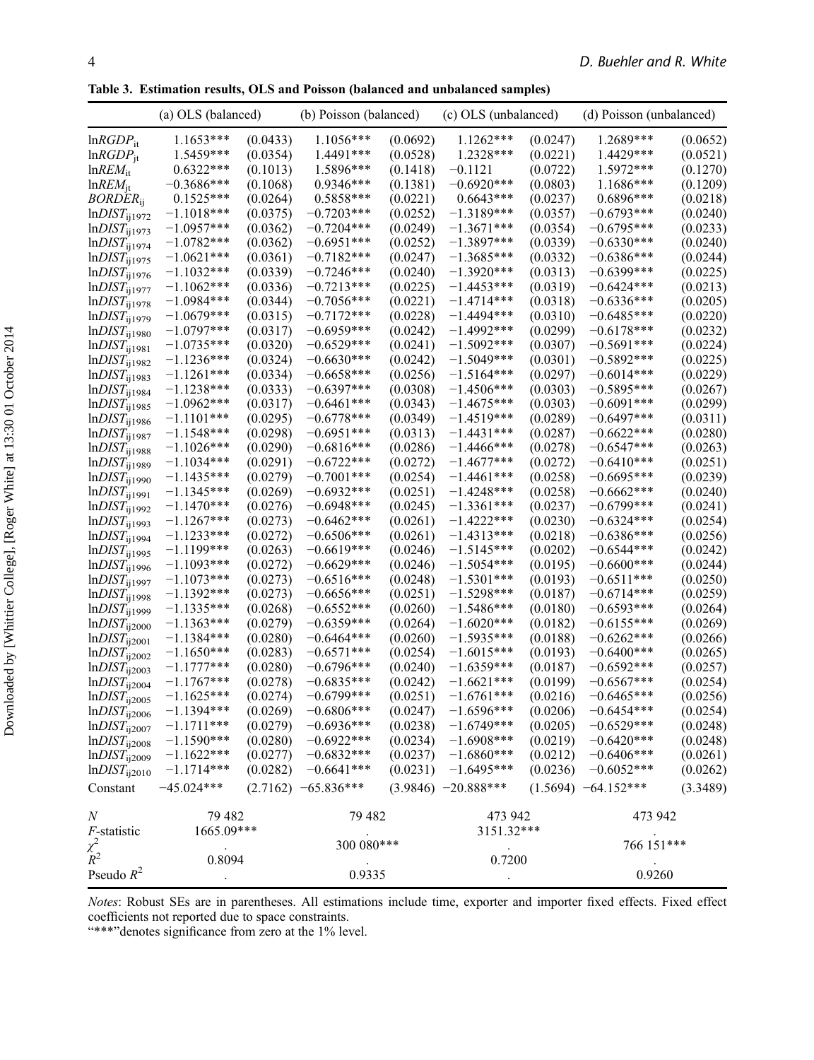**Table 3. Estimation results, OLS and Poisson (balanced and unbalanced samples)**

| | (a) OLS (balanced) | | (b) Poisson (balanced) | | (c) OLS (unbalanced) | | (d) Poisson (unbalanced) | |
|---|---|---|---|---|---|---|---|---|
| $\ln RGDP_{it}$ | 1.1653*** | (0.0433) | 1.1056*** | (0.0692) | 1.1262*** | (0.0247) | 1.2689*** | (0.0652) |
| $\ln RGDP_{jt}$ | 1.5459*** | (0.0354) | 1.4491*** | (0.0528) | 1.2328*** | (0.0221) | 1.4429*** | (0.0521) |
| $\ln REM_{it}$ | 0.6322*** | (0.1013) | 1.5896*** | (0.1418) | −0.1121 | (0.0722) | 1.5972*** | (0.1270) |
| $\ln REM_{jt}$ | −0.3686*** | (0.1068) | 0.9346*** | (0.1381) | −0.6920*** | (0.0803) | 1.1686*** | (0.1209) |
| $BORDER_{ij}$ | 0.1525*** | (0.0264) | 0.5858*** | (0.0221) | 0.6643*** | (0.0237) | 0.6896*** | (0.0218) |
| $\ln DIST_{ij1972}$ | −1.1018*** | (0.0375) | −0.7203*** | (0.0252) | −1.3189*** | (0.0357) | −0.6793*** | (0.0240) |
| $\ln DIST_{ij1973}$ | −1.0957*** | (0.0362) | −0.7204*** | (0.0249) | −1.3671*** | (0.0354) | −0.6795*** | (0.0233) |
| $\ln DIST_{ij1974}$ | −1.0782*** | (0.0362) | −0.6951*** | (0.0252) | −1.3897*** | (0.0339) | −0.6330*** | (0.0240) |
| $\ln DIST_{ij1975}$ | −1.0621*** | (0.0361) | −0.7182*** | (0.0247) | −1.3685*** | (0.0332) | −0.6386*** | (0.0244) |
| $\ln DIST_{ij1976}$ | −1.1032*** | (0.0339) | −0.7246*** | (0.0240) | −1.3920*** | (0.0313) | −0.6399*** | (0.0225) |
| $\ln DIST_{ij1977}$ | −1.1062*** | (0.0336) | −0.7213*** | (0.0225) | −1.4453*** | (0.0319) | −0.6424*** | (0.0213) |
| $\ln DIST_{ij1978}$ | −1.0984*** | (0.0344) | −0.7056*** | (0.0221) | −1.4714*** | (0.0318) | −0.6336*** | (0.0205) |
| $\ln DIST_{ij1979}$ | −1.0679*** | (0.0315) | −0.7172*** | (0.0228) | −1.4494*** | (0.0310) | −0.6485*** | (0.0220) |
| $\ln DIST_{ij1980}$ | −1.0797*** | (0.0317) | −0.6959*** | (0.0242) | −1.4992*** | (0.0299) | −0.6178*** | (0.0232) |
| $\ln DIST_{ij1981}$ | −1.0735*** | (0.0320) | −0.6529*** | (0.0241) | −1.5092*** | (0.0307) | −0.5691*** | (0.0224) |
| $\ln DIST_{ij1982}$ | −1.1236*** | (0.0324) | −0.6630*** | (0.0242) | −1.5049*** | (0.0301) | −0.5892*** | (0.0225) |
| $\ln DIST_{ij1983}$ | −1.1261*** | (0.0334) | −0.6658*** | (0.0256) | −1.5164*** | (0.0297) | −0.6014*** | (0.0229) |
| $\ln DIST_{ij1984}$ | −1.1238*** | (0.0333) | −0.6397*** | (0.0308) | −1.4506*** | (0.0303) | −0.5895*** | (0.0267) |
| $\ln DIST_{ij1985}$ | −1.0962*** | (0.0317) | −0.6461*** | (0.0343) | −1.4675*** | (0.0303) | −0.6091*** | (0.0299) |
| $\ln DIST_{ij1986}$ | −1.1101*** | (0.0295) | −0.6778*** | (0.0349) | −1.4519*** | (0.0289) | −0.6497*** | (0.0311) |
| $\ln DIST_{ij1987}$ | −1.1548*** | (0.0298) | −0.6951*** | (0.0313) | −1.4431*** | (0.0287) | −0.6622*** | (0.0280) |
| $\ln DIST_{ij1988}$ | −1.1026*** | (0.0290) | −0.6816*** | (0.0286) | −1.4466*** | (0.0278) | −0.6547*** | (0.0263) |
| $\ln DIST_{ij1989}$ | −1.1034*** | (0.0291) | −0.6722*** | (0.0272) | −1.4677*** | (0.0272) | −0.6410*** | (0.0251) |
| $\ln DIST_{ij1990}$ | −1.1435*** | (0.0279) | −0.7001*** | (0.0254) | −1.4461*** | (0.0258) | −0.6695*** | (0.0239) |
| $\ln DIST_{ij1991}$ | −1.1345*** | (0.0269) | −0.6932*** | (0.0251) | −1.4248*** | (0.0258) | −0.6662*** | (0.0240) |
| $\ln DIST_{ij1992}$ | −1.1470*** | (0.0276) | −0.6948*** | (0.0245) | −1.3361*** | (0.0237) | −0.6799*** | (0.0241) |
| $\ln DIST_{ij1993}$ | −1.1267*** | (0.0273) | −0.6462*** | (0.0261) | −1.4222*** | (0.0230) | −0.6324*** | (0.0254) |
| $\ln DIST_{ij1994}$ | −1.1233*** | (0.0272) | −0.6506*** | (0.0261) | −1.4313*** | (0.0218) | −0.6386*** | (0.0256) |
| $\ln DIST_{ij1995}$ | −1.1199*** | (0.0263) | −0.6619*** | (0.0246) | −1.5145*** | (0.0202) | −0.6544*** | (0.0242) |
| $\ln DIST_{ij1996}$ | −1.1093*** | (0.0272) | −0.6629*** | (0.0246) | −1.5054*** | (0.0195) | −0.6600*** | (0.0244) |
| $\ln DIST_{ij1997}$ | −1.1073*** | (0.0273) | −0.6516*** | (0.0248) | −1.5301*** | (0.0193) | −0.6511*** | (0.0250) |
| $\ln DIST_{ij1998}$ | −1.1392*** | (0.0273) | −0.6656*** | (0.0251) | −1.5298*** | (0.0187) | −0.6714*** | (0.0259) |
| $\ln DIST_{ij1999}$ | −1.1335*** | (0.0268) | −0.6552*** | (0.0260) | −1.5486*** | (0.0180) | −0.6593*** | (0.0264) |
| $\ln DIST_{ij2000}$ | −1.1363*** | (0.0279) | −0.6359*** | (0.0264) | −1.6020*** | (0.0182) | −0.6155*** | (0.0269) |
| $\ln DIST_{ij2001}$ | −1.1384*** | (0.0280) | −0.6464*** | (0.0260) | −1.5935*** | (0.0188) | −0.6262*** | (0.0266) |
| $\ln DIST_{ij2002}$ | −1.1650*** | (0.0283) | −0.6571*** | (0.0254) | −1.6015*** | (0.0193) | −0.6400*** | (0.0265) |
| $\ln DIST_{ij2003}$ | −1.1777*** | (0.0280) | −0.6796*** | (0.0240) | −1.6359*** | (0.0187) | −0.6592*** | (0.0257) |
| $\ln DIST_{ij2004}$ | −1.1767*** | (0.0278) | −0.6835*** | (0.0242) | −1.6621*** | (0.0199) | −0.6567*** | (0.0254) |
| $\ln DIST_{ij2005}$ | −1.1625*** | (0.0274) | −0.6799*** | (0.0251) | −1.6761*** | (0.0216) | −0.6465*** | (0.0256) |
| $\ln DIST_{ij2006}$ | −1.1394*** | (0.0269) | −0.6806*** | (0.0247) | −1.6596*** | (0.0206) | −0.6454*** | (0.0254) |
| $\ln DIST_{ij2007}$ | −1.1711*** | (0.0279) | −0.6936*** | (0.0238) | −1.6749*** | (0.0205) | −0.6529*** | (0.0248) |
| $\ln DIST_{ij2008}$ | −1.1590*** | (0.0280) | −0.6922*** | (0.0234) | −1.6908*** | (0.0219) | −0.6420*** | (0.0248) |
| $\ln DIST_{ij2009}$ | −1.1622*** | (0.0277) | −0.6832*** | (0.0237) | −1.6860*** | (0.0212) | −0.6406*** | (0.0261) |
| $\ln DIST_{ij2010}$ | −1.1714*** | (0.0282) | −0.6641*** | (0.0231) | −1.6495*** | (0.0236) | −0.6052*** | (0.0262) |
| Constant | −45.024*** | (2.7162) | −65.836*** | (3.9846) | −20.888*** | (1.5694) | −64.152*** | (3.3489) |
| $N$ | 79 482 | | 79 482 | | 473 942 | | 473 942 | |
| $F$-statistic | 1665.09*** | | . | | 3151.32*** | | . | |
| $\chi^2$ | . | | 300 080*** | | . | | 766 151*** | |
| $R^2$ | 0.8094 | | . | | 0.7200 | | . | |
| Pseudo $R^2$ | . | | 0.9335 | | . | | 0.9260 | |

*Notes*: Robust SEs are in parentheses. All estimations include time, exporter and importer fixed effects. Fixed effect coefficients not reported due to space constraints.

"***"denotes significance from zero at the 1% level.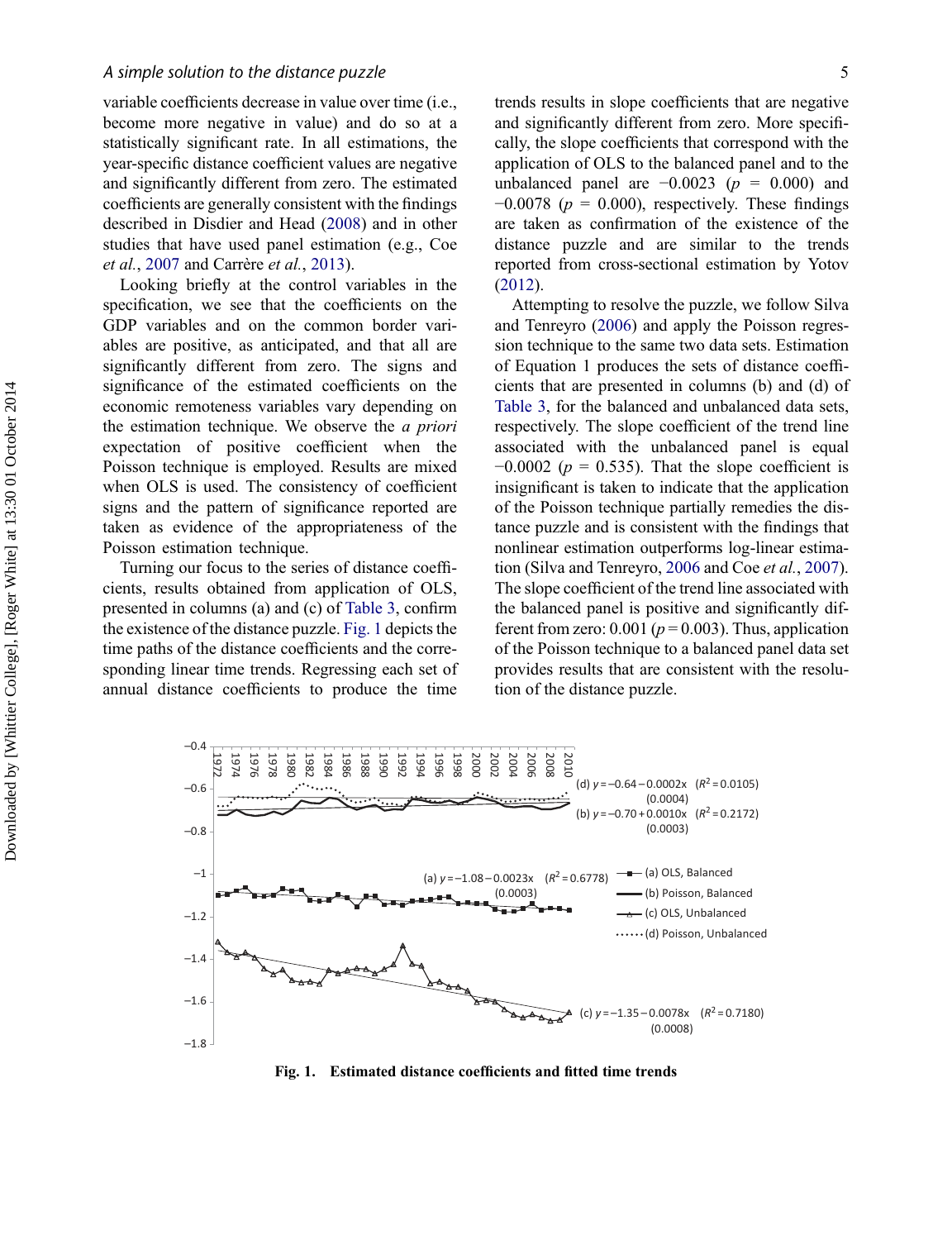variable coefficients decrease in value over time (i.e., become more negative in value) and do so at a statistically significant rate. In all estimations, the year-specific distance coefficient values are negative and significantly different from zero. The estimated coefficients are generally consistent with the findings described in Disdier and Head (2008) and in other studies that have used panel estimation (e.g., Coe *et al.*, 2007 and Carrère *et al.*, 2013).

Looking briefly at the control variables in the specification, we see that the coefficients on the GDP variables and on the common border variables are positive, as anticipated, and that all are significantly different from zero. The signs and significance of the estimated coefficients on the economic remoteness variables vary depending on the estimation technique. We observe the *a priori* expectation of positive coefficient when the Poisson technique is employed. Results are mixed when OLS is used. The consistency of coefficient signs and the pattern of significance reported are taken as evidence of the appropriateness of the Poisson estimation technique.

Turning our focus to the series of distance coefficients, results obtained from application of OLS, presented in columns (a) and (c) of Table 3, confirm the existence of the distance puzzle. Fig. 1 depicts the time paths of the distance coefficients and the corresponding linear time trends. Regressing each set of annual distance coefficients to produce the time trends results in slope coefficients that are negative and significantly different from zero. More specifically, the slope coefficients that correspond with the application of OLS to the balanced panel and to the unbalanced panel are −0.0023 ($p$ = 0.000) and −0.0078 ($p$ = 0.000), respectively. These findings are taken as confirmation of the existence of the distance puzzle and are similar to the trends reported from cross-sectional estimation by Yotov (2012).

Attempting to resolve the puzzle, we follow Silva and Tenreyro (2006) and apply the Poisson regression technique to the same two data sets. Estimation of Equation 1 produces the sets of distance coefficients that are presented in columns (b) and (d) of Table 3, for the balanced and unbalanced data sets, respectively. The slope coefficient of the trend line associated with the unbalanced panel is equal −0.0002 ($p$ = 0.535). That the slope coefficient is insignificant is taken to indicate that the application of the Poisson technique partially remedies the distance puzzle and is consistent with the findings that nonlinear estimation outperforms log-linear estimation (Silva and Tenreyro, 2006 and Coe *et al.*, 2007). The slope coefficient of the trend line associated with the balanced panel is positive and significantly different from zero: 0.001 ($p$ = 0.003). Thus, application of the Poisson technique to a balanced panel data set provides results that are consistent with the resolution of the distance puzzle.

(d) $y = -0.64 - 0.0002x$ ($R^2 = 0.0105$)
(0.0004)

(b) $y = -0.70 + 0.0010x$ ($R^2 = 0.2172$)
(0.0003)

(a) $y = -1.08 - 0.0023x$ ($R^2 = 0.6778$)
(0.0003)

(c) $y = -1.35 - 0.0078x$ ($R^2 = 0.7180$)
(0.0008)

Legend: (a) OLS, Balanced; (b) Poisson, Balanced; (c) OLS, Unbalanced; (d) Poisson, Unbalanced

**Fig. 1. Estimated distance coefficients and fitted time trends**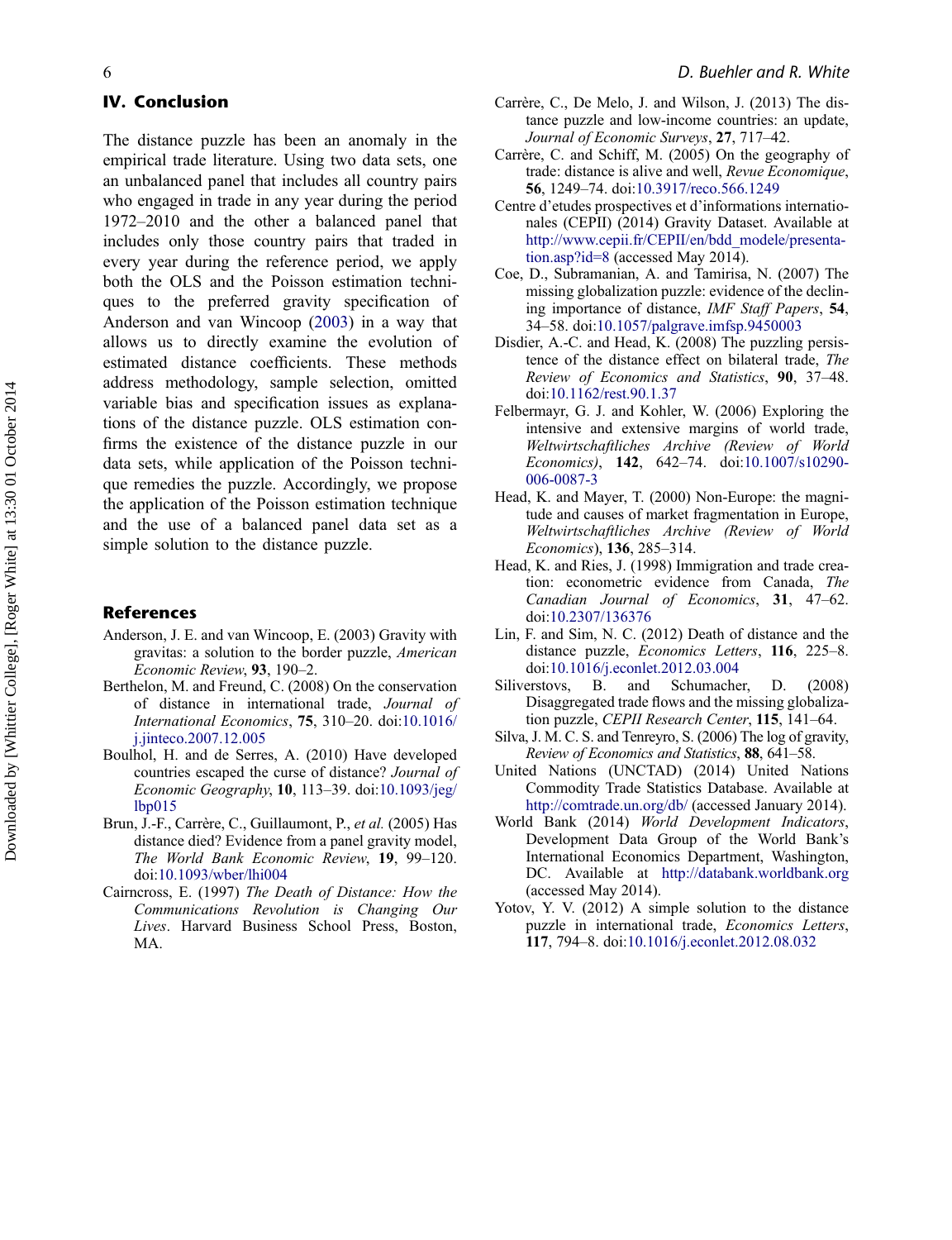## IV. Conclusion

The distance puzzle has been an anomaly in the empirical trade literature. Using two data sets, one an unbalanced panel that includes all country pairs who engaged in trade in any year during the period 1972–2010 and the other a balanced panel that includes only those country pairs that traded in every year during the reference period, we apply both the OLS and the Poisson estimation techniques to the preferred gravity specification of Anderson and van Wincoop (2003) in a way that allows us to directly examine the evolution of estimated distance coefficients. These methods address methodology, sample selection, omitted variable bias and specification issues as explanations of the distance puzzle. OLS estimation confirms the existence of the distance puzzle in our data sets, while application of the Poisson technique remedies the puzzle. Accordingly, we propose the application of the Poisson estimation technique and the use of a balanced panel data set as a simple solution to the distance puzzle.

## References

Anderson, J. E. and van Wincoop, E. (2003) Gravity with gravitas: a solution to the border puzzle, *American Economic Review*, **93**, 190–2.

Berthelon, M. and Freund, C. (2008) On the conservation of distance in international trade, *Journal of International Economics*, **75**, 310–20. doi:10.1016/j.jinteco.2007.12.005

Boulhol, H. and de Serres, A. (2010) Have developed countries escaped the curse of distance? *Journal of Economic Geography*, **10**, 113–39. doi:10.1093/jeg/lbp015

Brun, J.-F., Carrère, C., Guillaumont, P., *et al.* (2005) Has distance died? Evidence from a panel gravity model, *The World Bank Economic Review*, **19**, 99–120. doi:10.1093/wber/lhi004

Cairncross, E. (1997) *The Death of Distance: How the Communications Revolution is Changing Our Lives*. Harvard Business School Press, Boston, MA.

Carrère, C., De Melo, J. and Wilson, J. (2013) The distance puzzle and low-income countries: an update, *Journal of Economic Surveys*, **27**, 717–42.

Carrère, C. and Schiff, M. (2005) On the geography of trade: distance is alive and well, *Revue Economique*, **56**, 1249–74. doi:10.3917/reco.566.1249

Centre d'etudes prospectives et d'informations internationales (CEPII) (2014) Gravity Dataset. Available at http://www.cepii.fr/CEPII/en/bdd_modele/presentation.asp?id=8 (accessed May 2014).

Coe, D., Subramanian, A. and Tamirisa, N. (2007) The missing globalization puzzle: evidence of the declining importance of distance, *IMF Staff Papers*, **54**, 34–58. doi:10.1057/palgrave.imfsp.9450003

Disdier, A.-C. and Head, K. (2008) The puzzling persistence of the distance effect on bilateral trade, *The Review of Economics and Statistics*, **90**, 37–48. doi:10.1162/rest.90.1.37

Felbermayr, G. J. and Kohler, W. (2006) Exploring the intensive and extensive margins of world trade, *Weltwirtschaftliches Archive (Review of World Economics)*, **142**, 642–74. doi:10.1007/s10290-006-0087-3

Head, K. and Mayer, T. (2000) Non-Europe: the magnitude and causes of market fragmentation in Europe, *Weltwirtschaftliches Archive (Review of World Economics)*, **136**, 285–314.

Head, K. and Ries, J. (1998) Immigration and trade creation: econometric evidence from Canada, *The Canadian Journal of Economics*, **31**, 47–62. doi:10.2307/136376

Lin, F. and Sim, N. C. (2012) Death of distance and the distance puzzle, *Economics Letters*, **116**, 225–8. doi:10.1016/j.econlet.2012.03.004

Siliverstovs, B. and Schumacher, D. (2008) Disaggregated trade flows and the missing globalization puzzle, *CEPII Research Center*, **115**, 141–64.

Silva, J. M. C. S. and Tenreyro, S. (2006) The log of gravity, *Review of Economics and Statistics*, **88**, 641–58.

United Nations (UNCTAD) (2014) United Nations Commodity Trade Statistics Database. Available at http://comtrade.un.org/db/ (accessed January 2014).

World Bank (2014) *World Development Indicators*, Development Data Group of the World Bank's International Economics Department, Washington, DC. Available at http://databank.worldbank.org (accessed May 2014).

Yotov, Y. V. (2012) A simple solution to the distance puzzle in international trade, *Economics Letters*, **117**, 794–8. doi:10.1016/j.econlet.2012.08.032